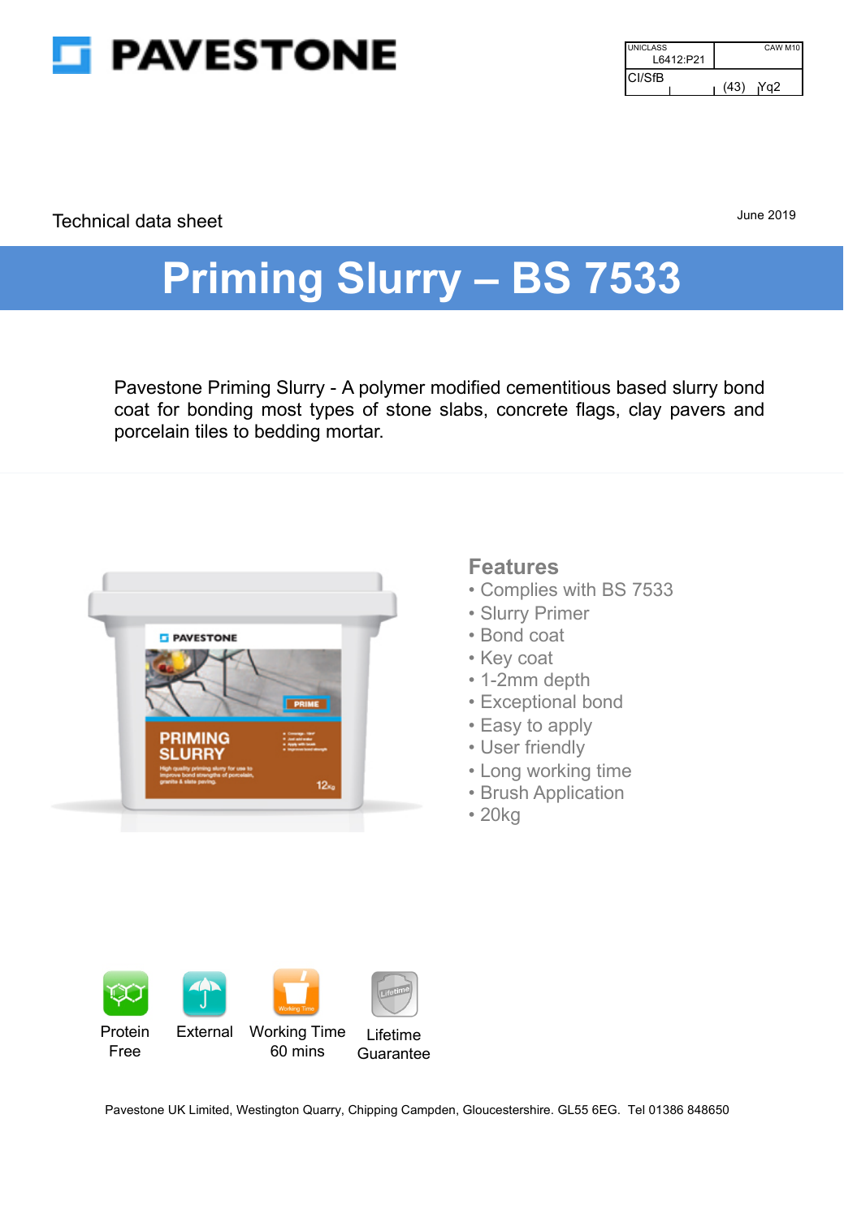# PAVESTONE

| UNICLASS L6412:P21 | CAW M10 |
| --- | --- |
| CI/SfB | (43) Yq2 |

Technical data sheet

June 2019

# Priming Slurry – BS 7533

Pavestone Priming Slurry - A polymer modified cementitious based slurry bond coat for bonding most types of stone slabs, concrete flags, clay pavers and porcelain tiles to bedding mortar.

## Features

- Complies with BS 7533
- Slurry Primer
- Bond coat
- Key coat
- 1-2mm depth
- Exceptional bond
- Easy to apply
- User friendly
- Long working time
- Brush Application
- 20kg

Protein Free

External

Working Time 60 mins

Lifetime Guarantee

Pavestone UK Limited, Westington Quarry, Chipping Campden, Gloucestershire. GL55 6EG. Tel 01386 848650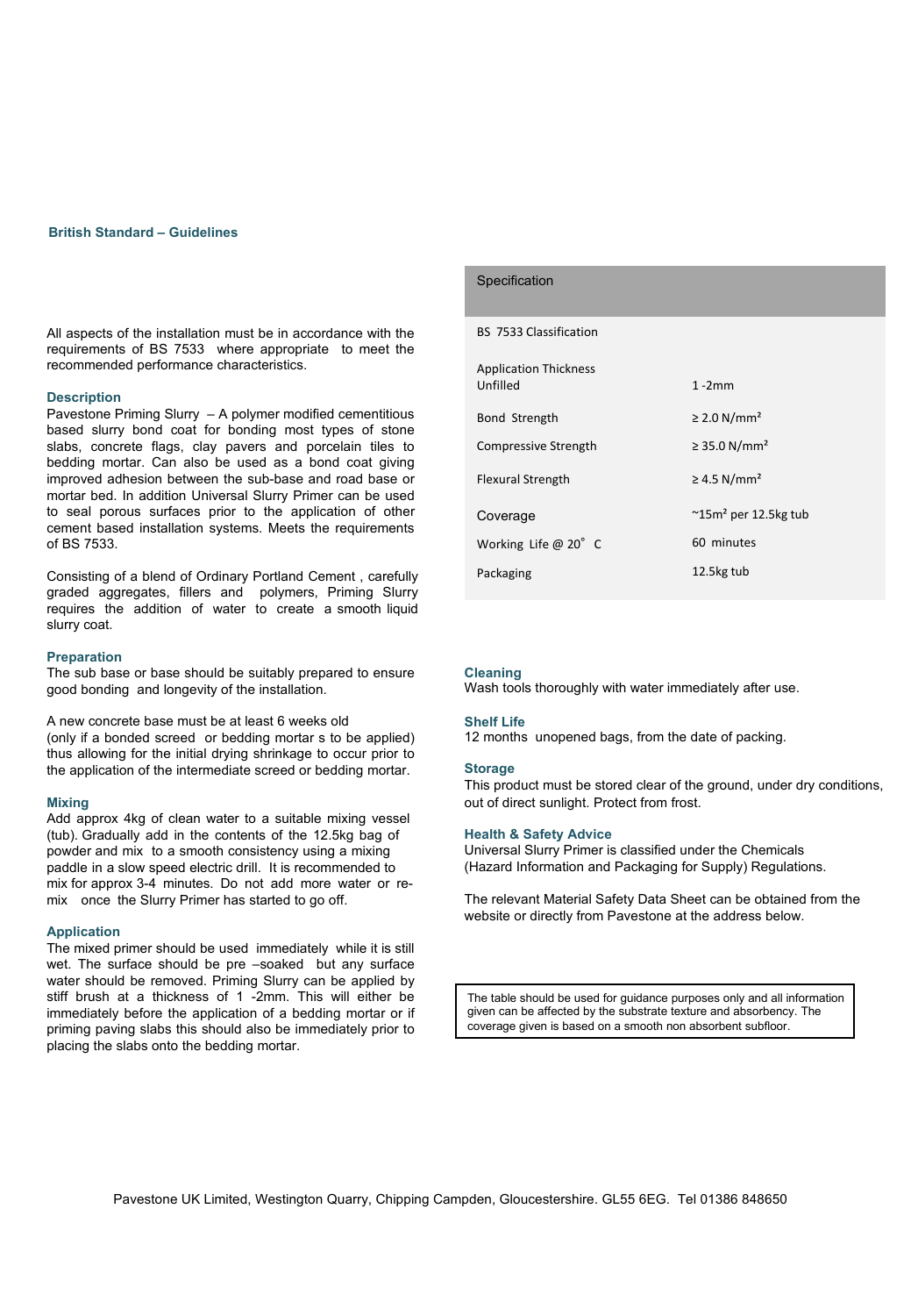## British Standard – Guidelines

All aspects of the installation must be in accordance with the requirements of BS 7533 where appropriate to meet the recommended performance characteristics.

### Description

Pavestone Priming Slurry – A polymer modified cementitious based slurry bond coat for bonding most types of stone slabs, concrete flags, clay pavers and porcelain tiles to bedding mortar. Can also be used as a bond coat giving improved adhesion between the sub-base and road base or mortar bed. In addition Universal Slurry Primer can be used to seal porous surfaces prior to the application of other cement based installation systems. Meets the requirements of BS 7533.

Consisting of a blend of Ordinary Portland Cement , carefully graded aggregates, fillers and polymers, Priming Slurry requires the addition of water to create a smooth liquid slurry coat.

### Preparation

The sub base or base should be suitably prepared to ensure good bonding and longevity of the installation.

A new concrete base must be at least 6 weeks old (only if a bonded screed or bedding mortar s to be applied) thus allowing for the initial drying shrinkage to occur prior to the application of the intermediate screed or bedding mortar.

### Mixing

Add approx 4kg of clean water to a suitable mixing vessel (tub). Gradually add in the contents of the 12.5kg bag of powder and mix to a smooth consistency using a mixing paddle in a slow speed electric drill. It is recommended to mix for approx 3-4 minutes. Do not add more water or re-mix once the Slurry Primer has started to go off.

### Application

The mixed primer should be used immediately while it is still wet. The surface should be pre –soaked but any surface water should be removed. Priming Slurry can be applied by stiff brush at a thickness of 1 -2mm. This will either be immediately before the application of a bedding mortar or if priming paving slabs this should also be immediately prior to placing the slabs onto the bedding mortar.

| Specification | |
|---|---|
| BS 7533 Classification | |
| Application Thickness Unfilled | 1 -2mm |
| Bond Strength | ≥ 2.0 N/mm² |
| Compressive Strength | ≥ 35.0 N/mm² |
| Flexural Strength | ≥ 4.5 N/mm² |
| Coverage | ~15m² per 12.5kg tub |
| Working Life @ 20° C | 60 minutes |
| Packaging | 12.5kg tub |

### Cleaning

Wash tools thoroughly with water immediately after use.

### Shelf Life

12 months unopened bags, from the date of packing.

### Storage

This product must be stored clear of the ground, under dry conditions, out of direct sunlight. Protect from frost.

### Health & Safety Advice

Universal Slurry Primer is classified under the Chemicals (Hazard Information and Packaging for Supply) Regulations.

The relevant Material Safety Data Sheet can be obtained from the website or directly from Pavestone at the address below.

The table should be used for guidance purposes only and all information given can be affected by the substrate texture and absorbency. The coverage given is based on a smooth non absorbent subfloor.

Pavestone UK Limited, Westington Quarry, Chipping Campden, Gloucestershire. GL55 6EG. Tel 01386 848650